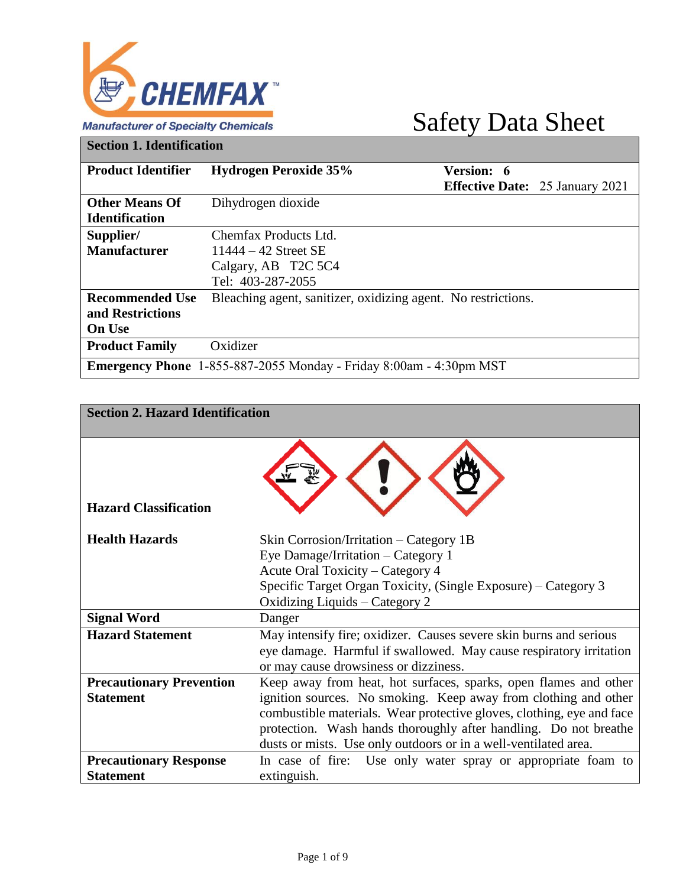CHEMFAX™

Manufacturer of Specialty Chemicals

# Safety Data Sheet

## Section 1. Identification

| | | |
|---|---|---|
| **Product Identifier** | **Hydrogen Peroxide 35%** | **Version: 6**<br>**Effective Date:** 25 January 2021 |
| **Other Means Of Identification** | Dihydrogen dioxide | |
| **Supplier/ Manufacturer** | Chemfax Products Ltd.<br>11444 – 42 Street SE<br>Calgary, AB T2C 5C4<br>Tel: 403-287-2055 | |
| **Recommended Use and Restrictions On Use** | Bleaching agent, sanitizer, oxidizing agent. No restrictions. | |
| **Product Family** | Oxidizer | |
| **Emergency Phone** | 1-855-887-2055 Monday - Friday 8:00am - 4:30pm MST | |

## Section 2. Hazard Identification

| | |
|---|---|
| **Hazard Classification** | |
| **Health Hazards** | Skin Corrosion/Irritation – Category 1B<br>Eye Damage/Irritation – Category 1<br>Acute Oral Toxicity – Category 4<br>Specific Target Organ Toxicity, (Single Exposure) – Category 3<br>Oxidizing Liquids – Category 2 |
| **Signal Word** | Danger |
| **Hazard Statement** | May intensify fire; oxidizer. Causes severe skin burns and serious eye damage. Harmful if swallowed. May cause respiratory irritation or may cause drowsiness or dizziness. |
| **Precautionary Prevention Statement** | Keep away from heat, hot surfaces, sparks, open flames and other ignition sources. No smoking. Keep away from clothing and other combustible materials. Wear protective gloves, clothing, eye and face protection. Wash hands thoroughly after handling. Do not breathe dusts or mists. Use only outdoors or in a well-ventilated area. |
| **Precautionary Response Statement** | In case of fire: Use only water spray or appropriate foam to extinguish. |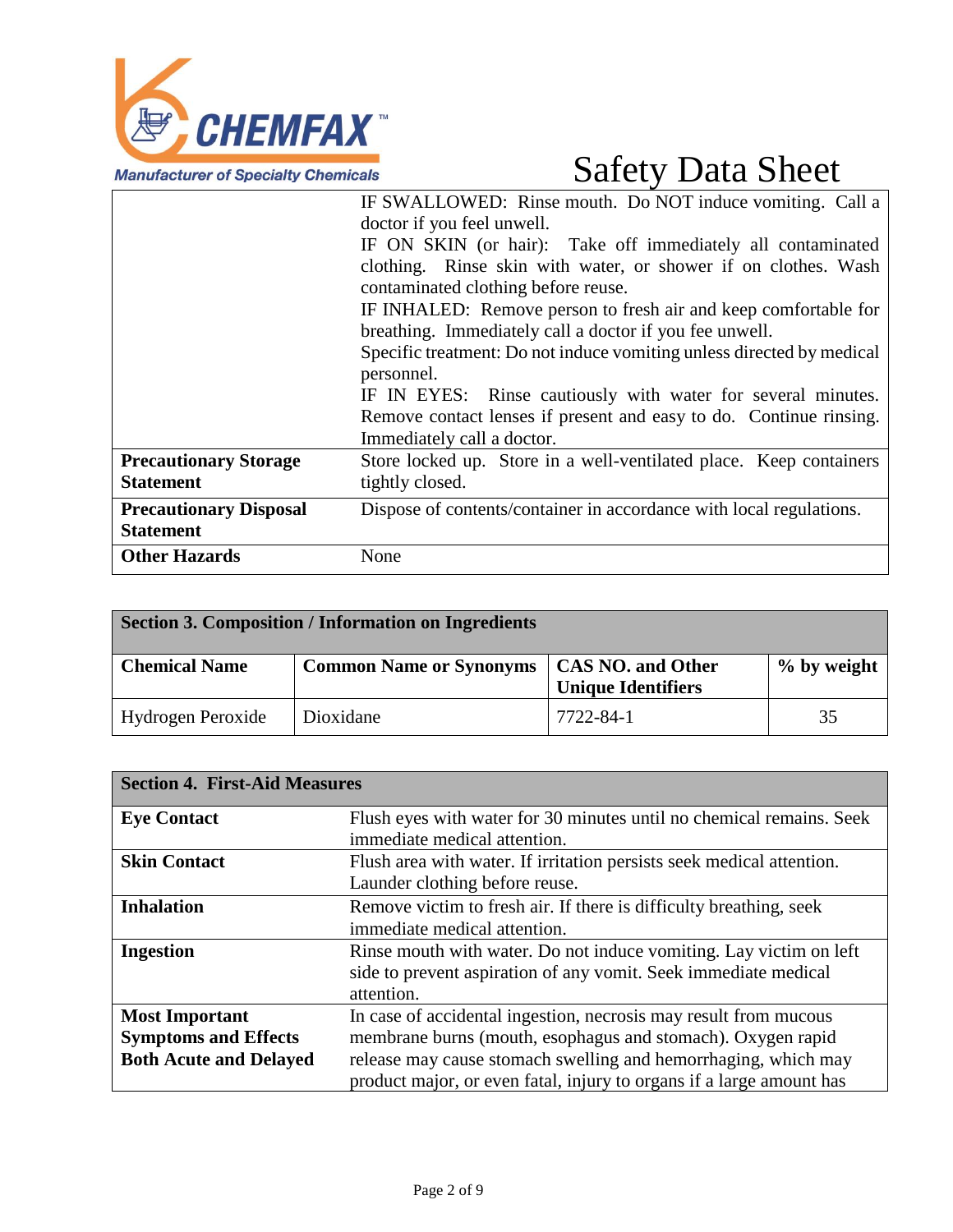| | |
|---|---|
| | IF SWALLOWED: Rinse mouth. Do NOT induce vomiting. Call a doctor if you feel unwell.<br>IF ON SKIN (or hair): Take off immediately all contaminated clothing. Rinse skin with water, or shower if on clothes. Wash contaminated clothing before reuse.<br>IF INHALED: Remove person to fresh air and keep comfortable for breathing. Immediately call a doctor if you fee unwell.<br>Specific treatment: Do not induce vomiting unless directed by medical personnel.<br>IF IN EYES: Rinse cautiously with water for several minutes. Remove contact lenses if present and easy to do. Continue rinsing. Immediately call a doctor. |
| **Precautionary Storage Statement** | Store locked up. Store in a well-ventilated place. Keep containers tightly closed. |
| **Precautionary Disposal Statement** | Dispose of contents/container in accordance with local regulations. |
| **Other Hazards** | None |

## Section 3. Composition / Information on Ingredients

| **Chemical Name** | **Common Name or Synonyms** | **CAS NO. and Other Unique Identifiers** | **% by weight** |
|---|---|---|---|
| Hydrogen Peroxide | Dioxidane | 7722-84-1 | 35 |

## Section 4. First-Aid Measures

| | |
|---|---|
| **Eye Contact** | Flush eyes with water for 30 minutes until no chemical remains. Seek immediate medical attention. |
| **Skin Contact** | Flush area with water. If irritation persists seek medical attention. Launder clothing before reuse. |
| **Inhalation** | Remove victim to fresh air. If there is difficulty breathing, seek immediate medical attention. |
| **Ingestion** | Rinse mouth with water. Do not induce vomiting. Lay victim on left side to prevent aspiration of any vomit. Seek immediate medical attention. |
| **Most Important Symptoms and Effects Both Acute and Delayed** | In case of accidental ingestion, necrosis may result from mucous membrane burns (mouth, esophagus and stomach). Oxygen rapid release may cause stomach swelling and hemorrhaging, which may product major, or even fatal, injury to organs if a large amount has |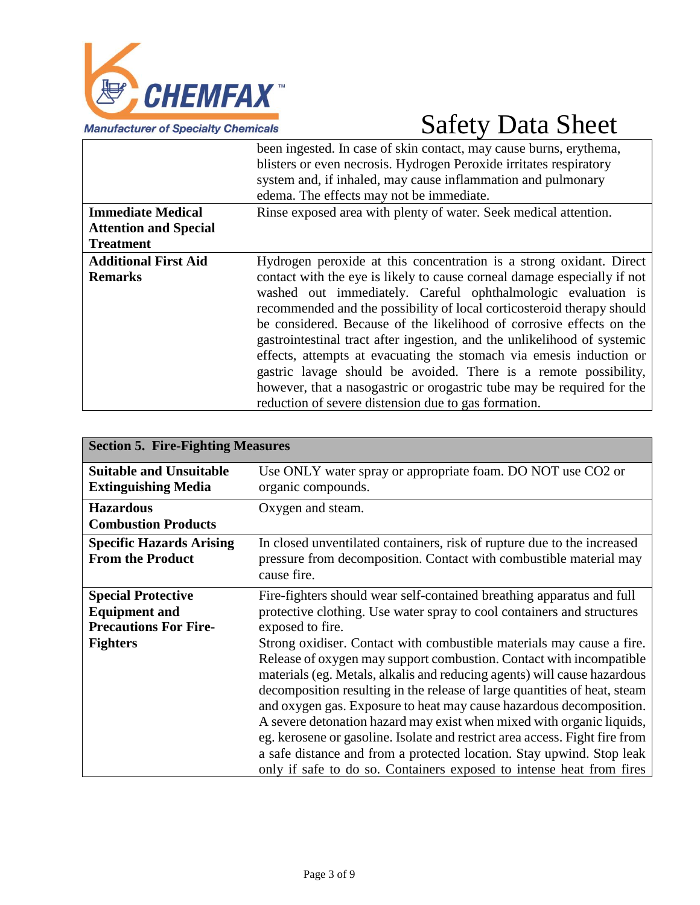| | |
|---|---|
| | been ingested. In case of skin contact, may cause burns, erythema, blisters or even necrosis. Hydrogen Peroxide irritates respiratory system and, if inhaled, may cause inflammation and pulmonary edema. The effects may not be immediate. |
| **Immediate Medical Attention and Special Treatment** | Rinse exposed area with plenty of water. Seek medical attention. |
| **Additional First Aid Remarks** | Hydrogen peroxide at this concentration is a strong oxidant. Direct contact with the eye is likely to cause corneal damage especially if not washed out immediately. Careful ophthalmologic evaluation is recommended and the possibility of local corticosteroid therapy should be considered. Because of the likelihood of corrosive effects on the gastrointestinal tract after ingestion, and the unlikelihood of systemic effects, attempts at evacuating the stomach via emesis induction or gastric lavage should be avoided. There is a remote possibility, however, that a nasogastric or orogastric tube may be required for the reduction of severe distension due to gas formation. |

| **Section 5. Fire-Fighting Measures** | |
|---|---|
| **Suitable and Unsuitable Extinguishing Media** | Use ONLY water spray or appropriate foam. DO NOT use $CO_2$ or organic compounds. |
| **Hazardous Combustion Products** | Oxygen and steam. |
| **Specific Hazards Arising From the Product** | In closed unventilated containers, risk of rupture due to the increased pressure from decomposition. Contact with combustible material may cause fire. |
| **Special Protective Equipment and Precautions For Fire-Fighters** | Fire-fighters should wear self-contained breathing apparatus and full protective clothing. Use water spray to cool containers and structures exposed to fire.<br>Strong oxidiser. Contact with combustible materials may cause a fire. Release of oxygen may support combustion. Contact with incompatible materials (eg. Metals, alkalis and reducing agents) will cause hazardous decomposition resulting in the release of large quantities of heat, steam and oxygen gas. Exposure to heat may cause hazardous decomposition. A severe detonation hazard may exist when mixed with organic liquids, eg. kerosene or gasoline. Isolate and restrict area access. Fight fire from a safe distance and from a protected location. Stay upwind. Stop leak only if safe to do so. Containers exposed to intense heat from fires |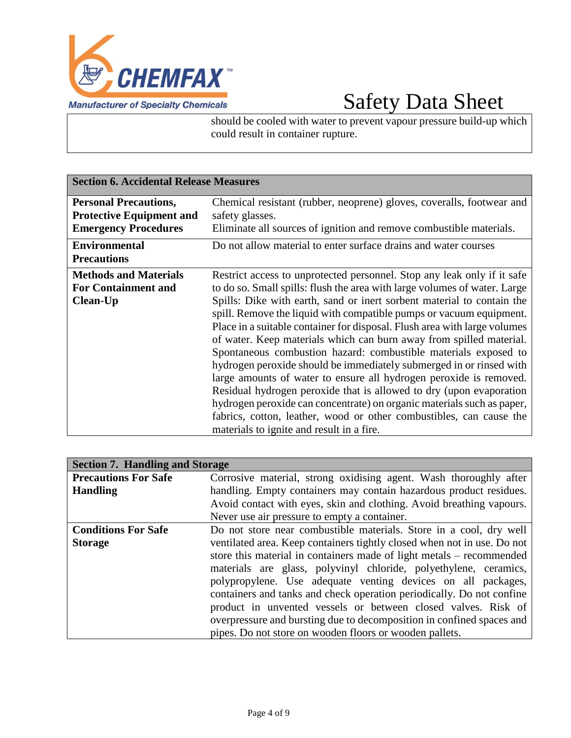| | |
|---|---|
| | should be cooled with water to prevent vapour pressure build-up which could result in container rupture. |

| **Section 6. Accidental Release Measures** | |
|---|---|
| **Personal Precautions, Protective Equipment and Emergency Procedures** | Chemical resistant (rubber, neoprene) gloves, coveralls, footwear and safety glasses.<br>Eliminate all sources of ignition and remove combustible materials. |
| **Environmental Precautions** | Do not allow material to enter surface drains and water courses |
| **Methods and Materials For Containment and Clean-Up** | Restrict access to unprotected personnel. Stop any leak only if it safe to do so. Small spills: flush the area with large volumes of water. Large Spills: Dike with earth, sand or inert sorbent material to contain the spill. Remove the liquid with compatible pumps or vacuum equipment. Place in a suitable container for disposal. Flush area with large volumes of water. Keep materials which can burn away from spilled material. Spontaneous combustion hazard: combustible materials exposed to hydrogen peroxide should be immediately submerged in or rinsed with large amounts of water to ensure all hydrogen peroxide is removed. Residual hydrogen peroxide that is allowed to dry (upon evaporation hydrogen peroxide can concentrate) on organic materials such as paper, fabrics, cotton, leather, wood or other combustibles, can cause the materials to ignite and result in a fire. |

| **Section 7. Handling and Storage** | |
|---|---|
| **Precautions For Safe Handling** | Corrosive material, strong oxidising agent. Wash thoroughly after handling. Empty containers may contain hazardous product residues. Avoid contact with eyes, skin and clothing. Avoid breathing vapours. Never use air pressure to empty a container. |
| **Conditions For Safe Storage** | Do not store near combustible materials. Store in a cool, dry well ventilated area. Keep containers tightly closed when not in use. Do not store this material in containers made of light metals – recommended materials are glass, polyvinyl chloride, polyethylene, ceramics, polypropylene. Use adequate venting devices on all packages, containers and tanks and check operation periodically. Do not confine product in unvented vessels or between closed valves. Risk of overpressure and bursting due to decomposition in confined spaces and pipes. Do not store on wooden floors or wooden pallets. |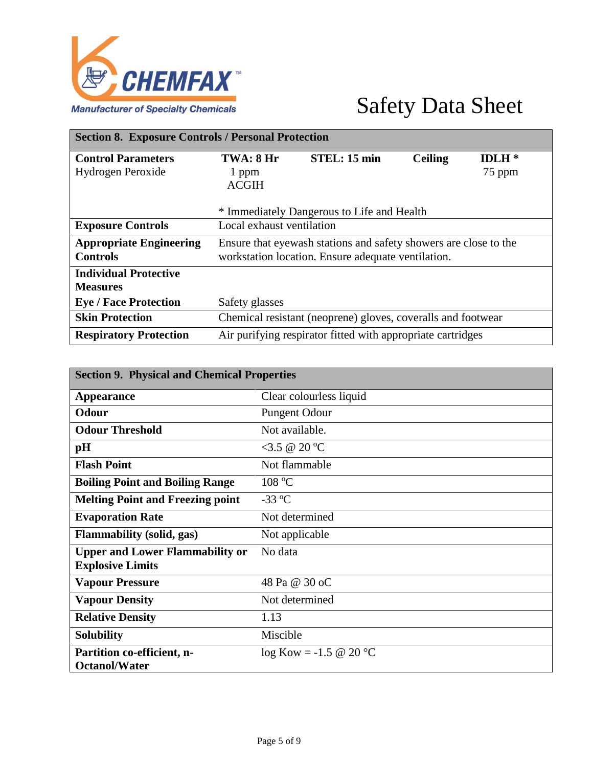CHEMFAX™

Manufacturer of Specialty Chemicals

# Safety Data Sheet

## Section 8. Exposure Controls / Personal Protection

| Control Parameters | TWA: 8 Hr | STEL: 15 min | Ceiling | IDLH * |
|---|---|---|---|---|
| Hydrogen Peroxide | 1 ppm ACGIH | | | 75 ppm |
| | * Immediately Dangerous to Life and Health | | | |

| | |
|---|---|
| **Exposure Controls** | Local exhaust ventilation |
| **Appropriate Engineering Controls** | Ensure that eyewash stations and safety showers are close to the workstation location. Ensure adequate ventilation. |
| **Individual Protective Measures** | |
| **Eye / Face Protection** | Safety glasses |
| **Skin Protection** | Chemical resistant (neoprene) gloves, coveralls and footwear |
| **Respiratory Protection** | Air purifying respirator fitted with appropriate cartridges |

## Section 9. Physical and Chemical Properties

| | |
|---|---|
| **Appearance** | Clear colourless liquid |
| **Odour** | Pungent Odour |
| **Odour Threshold** | Not available. |
| **pH** | <3.5 @ 20 °C |
| **Flash Point** | Not flammable |
| **Boiling Point and Boiling Range** | 108 °C |
| **Melting Point and Freezing point** | -33 °C |
| **Evaporation Rate** | Not determined |
| **Flammability (solid, gas)** | Not applicable |
| **Upper and Lower Flammability or Explosive Limits** | No data |
| **Vapour Pressure** | 48 Pa @ 30 oC |
| **Vapour Density** | Not determined |
| **Relative Density** | 1.13 |
| **Solubility** | Miscible |
| **Partition co-efficient, n-Octanol/Water** | log Kow = -1.5 @ 20 °C |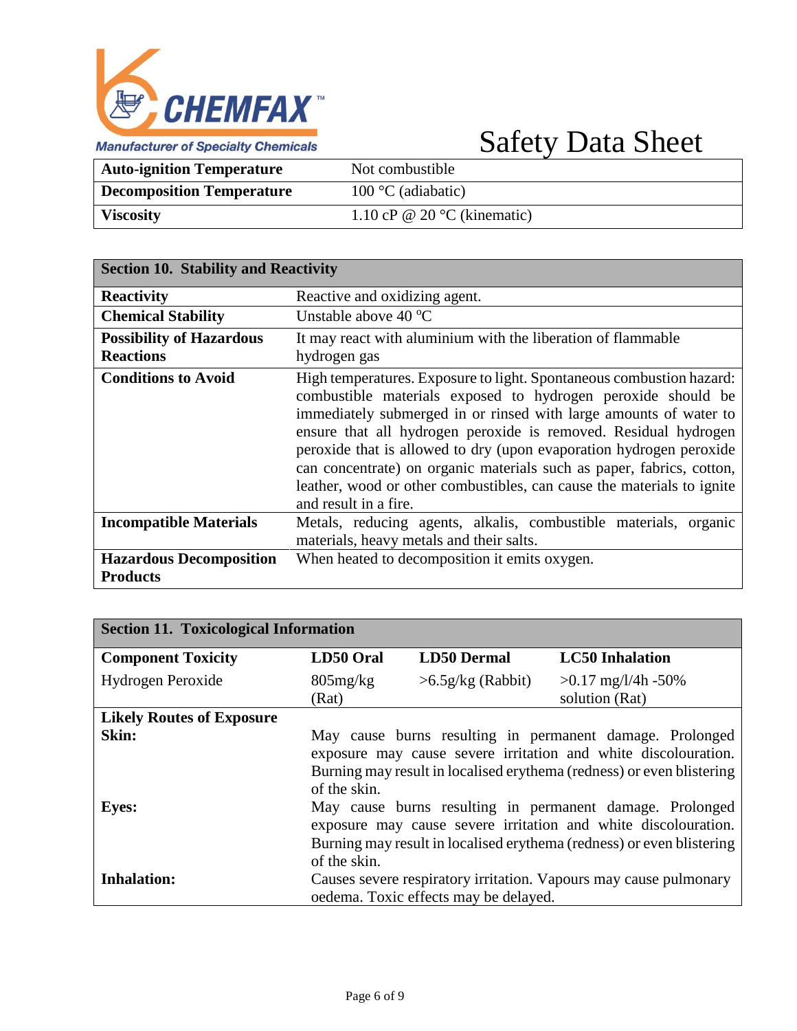| | |
|---|---|
| **Auto-ignition Temperature** | Not combustible |
| **Decomposition Temperature** | 100 °C (adiabatic) |
| **Viscosity** | 1.10 cP @ 20 °C (kinematic) |

| **Section 10. Stability and Reactivity** | |
|---|---|
| **Reactivity** | Reactive and oxidizing agent. |
| **Chemical Stability** | Unstable above 40 ºC |
| **Possibility of Hazardous Reactions** | It may react with aluminium with the liberation of flammable hydrogen gas |
| **Conditions to Avoid** | High temperatures. Exposure to light. Spontaneous combustion hazard: combustible materials exposed to hydrogen peroxide should be immediately submerged in or rinsed with large amounts of water to ensure that all hydrogen peroxide is removed. Residual hydrogen peroxide that is allowed to dry (upon evaporation hydrogen peroxide can concentrate) on organic materials such as paper, fabrics, cotton, leather, wood or other combustibles, can cause the materials to ignite and result in a fire. |
| **Incompatible Materials** | Metals, reducing agents, alkalis, combustible materials, organic materials, heavy metals and their salts. |
| **Hazardous Decomposition Products** | When heated to decomposition it emits oxygen. |

| **Section 11. Toxicological Information** | | | |
|---|---|---|---|
| **Component Toxicity** | **LD50 Oral** | **LD50 Dermal** | **LC50 Inhalation** |
| Hydrogen Peroxide | 805mg/kg (Rat) | >6.5g/kg (Rabbit) | >0.17 mg/l/4h -50% solution (Rat) |
| **Likely Routes of Exposure** | | | |
| **Skin:** | May cause burns resulting in permanent damage. Prolonged exposure may cause severe irritation and white discolouration. Burning may result in localised erythema (redness) or even blistering of the skin. | | |
| **Eyes:** | May cause burns resulting in permanent damage. Prolonged exposure may cause severe irritation and white discolouration. Burning may result in localised erythema (redness) or even blistering of the skin. | | |
| **Inhalation:** | Causes severe respiratory irritation. Vapours may cause pulmonary oedema. Toxic effects may be delayed. | | |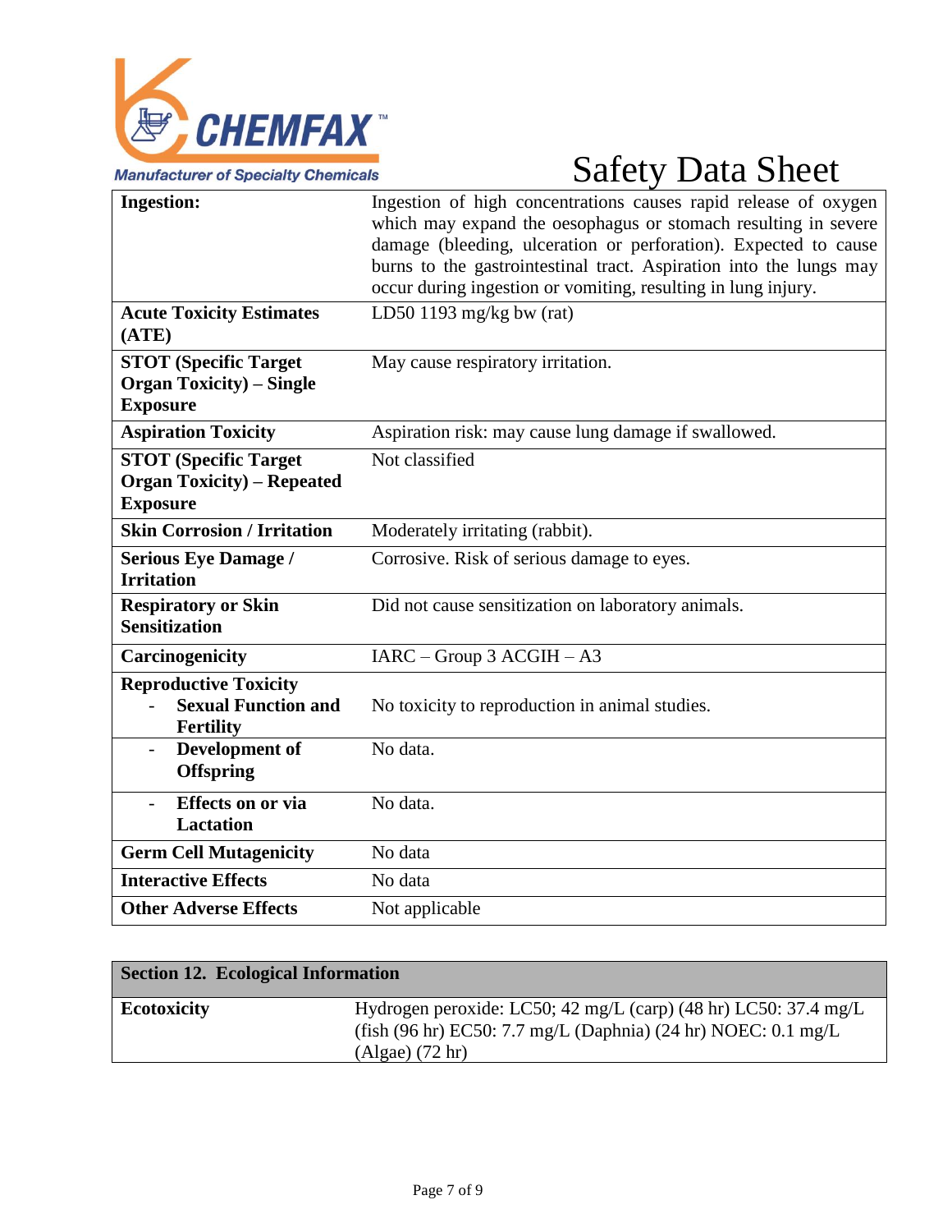| | |
|---|---|
| **Ingestion:** | Ingestion of high concentrations causes rapid release of oxygen which may expand the oesophagus or stomach resulting in severe damage (bleeding, ulceration or perforation). Expected to cause burns to the gastrointestinal tract. Aspiration into the lungs may occur during ingestion or vomiting, resulting in lung injury. |
| **Acute Toxicity Estimates (ATE)** | LD50 1193 mg/kg bw (rat) |
| **STOT (Specific Target Organ Toxicity) – Single Exposure** | May cause respiratory irritation. |
| **Aspiration Toxicity** | Aspiration risk: may cause lung damage if swallowed. |
| **STOT (Specific Target Organ Toxicity) – Repeated Exposure** | Not classified |
| **Skin Corrosion / Irritation** | Moderately irritating (rabbit). |
| **Serious Eye Damage / Irritation** | Corrosive. Risk of serious damage to eyes. |
| **Respiratory or Skin Sensitization** | Did not cause sensitization on laboratory animals. |
| **Carcinogenicity** | IARC – Group 3 ACGIH – A3 |
| **Reproductive Toxicity** - **Sexual Function and Fertility** | No toxicity to reproduction in animal studies. |
| - **Development of Offspring** | No data. |
| - **Effects on or via Lactation** | No data. |
| **Germ Cell Mutagenicity** | No data |
| **Interactive Effects** | No data |
| **Other Adverse Effects** | Not applicable |

| **Section 12. Ecological Information** | |
|---|---|
| **Ecotoxicity** | Hydrogen peroxide: LC50; 42 mg/L (carp) (48 hr) LC50: 37.4 mg/L (fish (96 hr) EC50: 7.7 mg/L (Daphnia) (24 hr) NOEC: 0.1 mg/L (Algae) (72 hr) |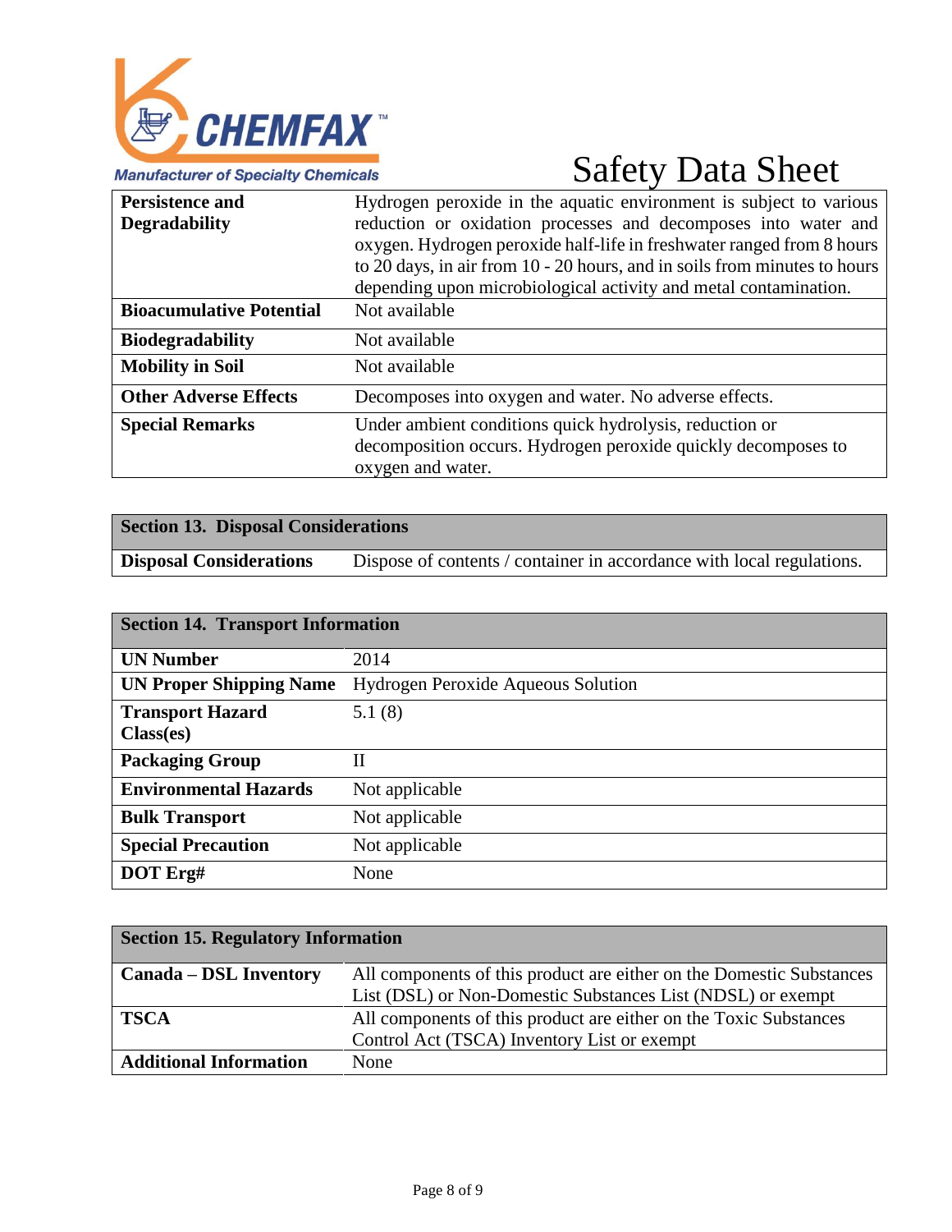| | |
|---|---|
| **Persistence and Degradability** | Hydrogen peroxide in the aquatic environment is subject to various reduction or oxidation processes and decomposes into water and oxygen. Hydrogen peroxide half-life in freshwater ranged from 8 hours to 20 days, in air from 10 - 20 hours, and in soils from minutes to hours depending upon microbiological activity and metal contamination. |
| **Bioacumulative Potential** | Not available |
| **Biodegradability** | Not available |
| **Mobility in Soil** | Not available |
| **Other Adverse Effects** | Decomposes into oxygen and water. No adverse effects. |
| **Special Remarks** | Under ambient conditions quick hydrolysis, reduction or decomposition occurs. Hydrogen peroxide quickly decomposes to oxygen and water. |

| **Section 13. Disposal Considerations** | |
|---|---|
| **Disposal Considerations** | Dispose of contents / container in accordance with local regulations. |

| **Section 14. Transport Information** | |
|---|---|
| **UN Number** | 2014 |
| **UN Proper Shipping Name** | Hydrogen Peroxide Aqueous Solution |
| **Transport Hazard Class(es)** | 5.1 (8) |
| **Packaging Group** | II |
| **Environmental Hazards** | Not applicable |
| **Bulk Transport** | Not applicable |
| **Special Precaution** | Not applicable |
| **DOT Erg#** | None |

| **Section 15. Regulatory Information** | |
|---|---|
| **Canada – DSL Inventory** | All components of this product are either on the Domestic Substances List (DSL) or Non-Domestic Substances List (NDSL) or exempt |
| **TSCA** | All components of this product are either on the Toxic Substances Control Act (TSCA) Inventory List or exempt |
| **Additional Information** | None |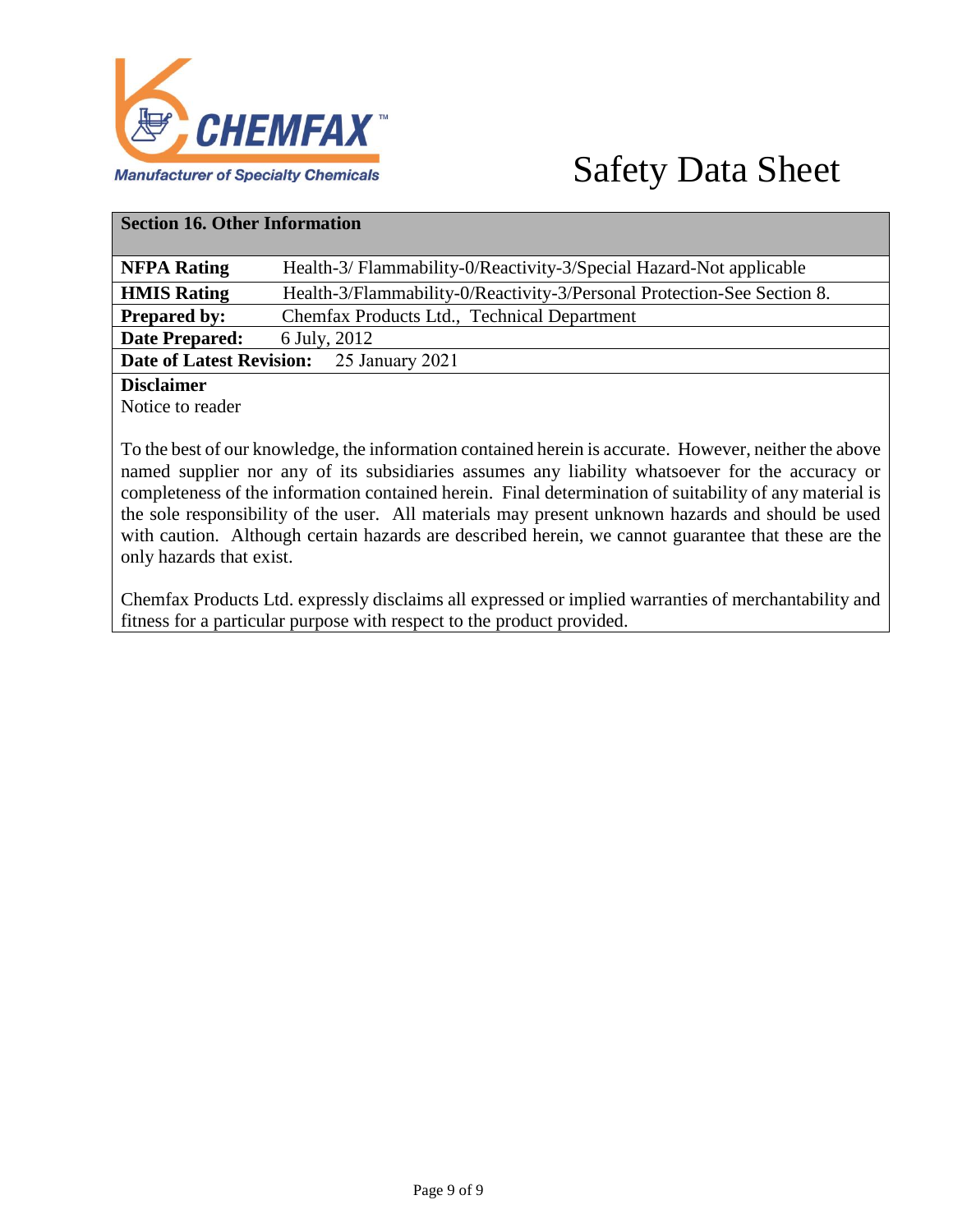CHEMFAX™

Manufacturer of Specialty Chemicals

# Safety Data Sheet

## Section 16. Other Information

| | |
|---|---|
| **NFPA Rating** | Health-3/ Flammability-0/Reactivity-3/Special Hazard-Not applicable |
| **HMIS Rating** | Health-3/Flammability-0/Reactivity-3/Personal Protection-See Section 8. |
| **Prepared by:** | Chemfax Products Ltd., Technical Department |
| **Date Prepared:** | 6 July, 2012 |
| **Date of Latest Revision:** | 25 January 2021 |

**Disclaimer**

Notice to reader

To the best of our knowledge, the information contained herein is accurate. However, neither the above named supplier nor any of its subsidiaries assumes any liability whatsoever for the accuracy or completeness of the information contained herein. Final determination of suitability of any material is the sole responsibility of the user. All materials may present unknown hazards and should be used with caution. Although certain hazards are described herein, we cannot guarantee that these are the only hazards that exist.

Chemfax Products Ltd. expressly disclaims all expressed or implied warranties of merchantability and fitness for a particular purpose with respect to the product provided.